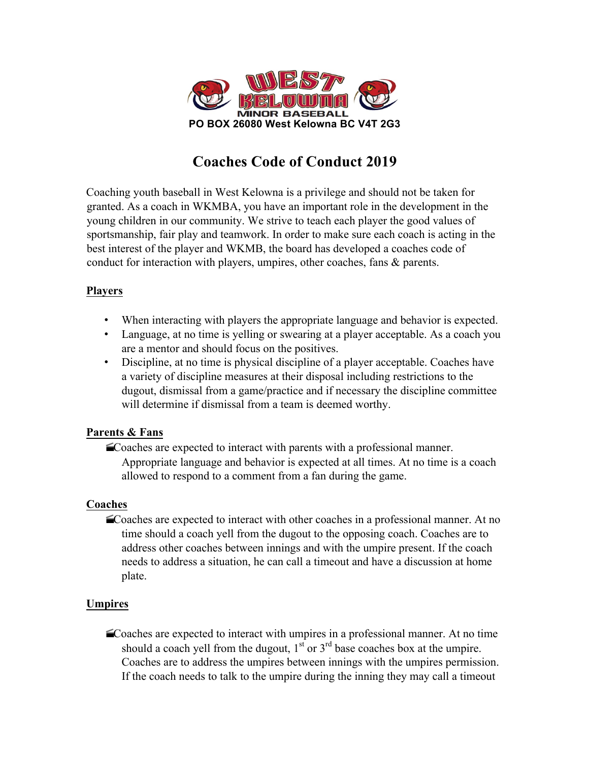WEST KELOWNA MINOR BASEBALL

**PO BOX 26080 West Kelowna BC V4T 2G3**

# Coaches Code of Conduct 2019

Coaching youth baseball in West Kelowna is a privilege and should not be taken for granted. As a coach in WKMBA, you have an important role in the development in the young children in our community. We strive to teach each player the good values of sportsmanship, fair play and teamwork. In order to make sure each coach is acting in the best interest of the player and WKMB, the board has developed a coaches code of conduct for interaction with players, umpires, other coaches, fans & parents.

## Players

- When interacting with players the appropriate language and behavior is expected.
- Language, at no time is yelling or swearing at a player acceptable. As a coach you are a mentor and should focus on the positives.
- Discipline, at no time is physical discipline of a player acceptable. Coaches have a variety of discipline measures at their disposal including restrictions to the dugout, dismissal from a game/practice and if necessary the discipline committee will determine if dismissal from a team is deemed worthy.

## Parents & Fans

- Coaches are expected to interact with parents with a professional manner. Appropriate language and behavior is expected at all times. At no time is a coach allowed to respond to a comment from a fan during the game.

## Coaches

- Coaches are expected to interact with other coaches in a professional manner. At no time should a coach yell from the dugout to the opposing coach. Coaches are to address other coaches between innings and with the umpire present. If the coach needs to address a situation, he can call a timeout and have a discussion at home plate.

## Umpires

- Coaches are expected to interact with umpires in a professional manner. At no time should a coach yell from the dugout, 1st or 3rd base coaches box at the umpire. Coaches are to address the umpires between innings with the umpires permission. If the coach needs to talk to the umpire during the inning they may call a timeout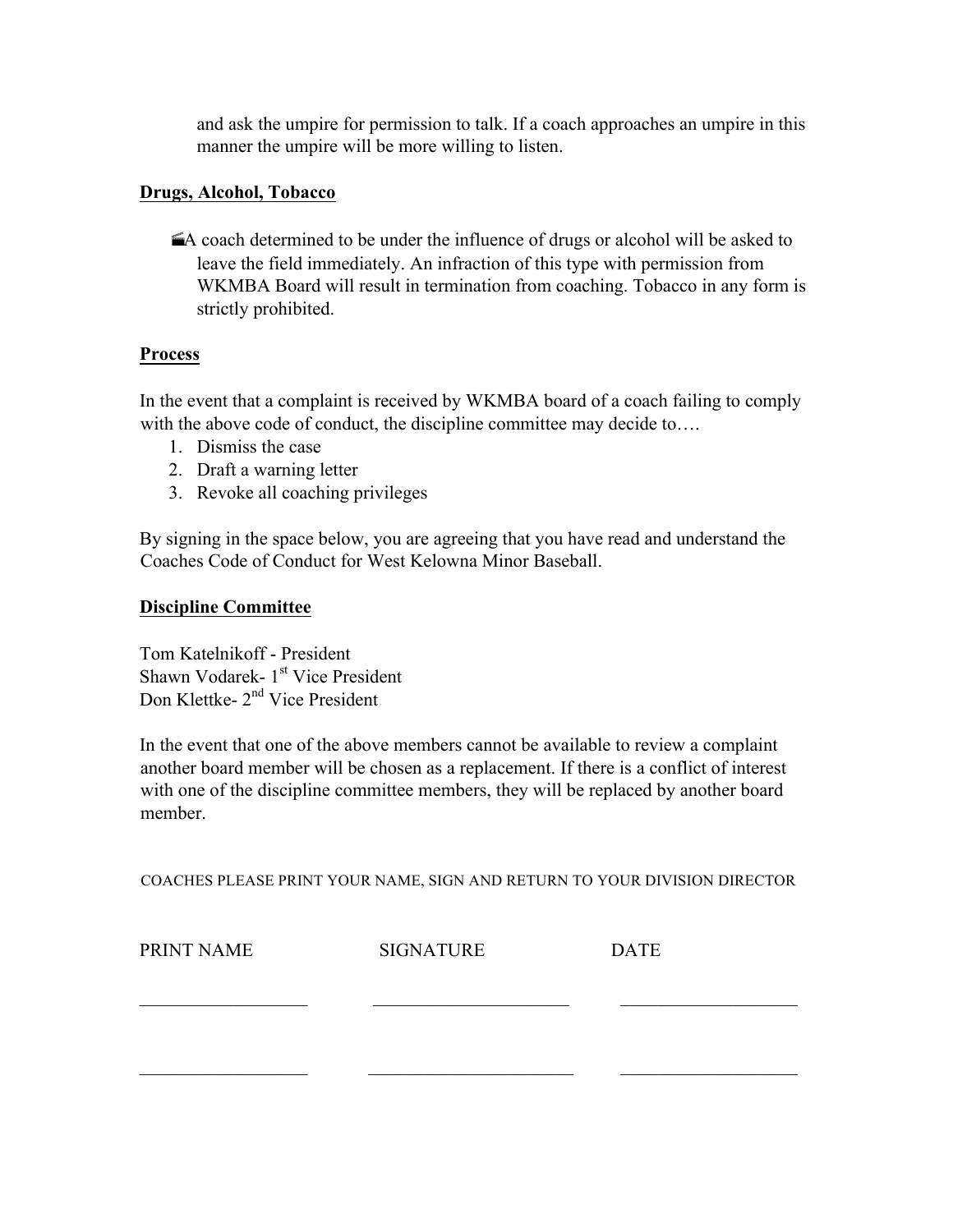and ask the umpire for permission to talk. If a coach approaches an umpire in this manner the umpire will be more willing to listen.

**Drugs, Alcohol, Tobacco**

- A coach determined to be under the influence of drugs or alcohol will be asked to leave the field immediately. An infraction of this type with permission from WKMBA Board will result in termination from coaching. Tobacco in any form is strictly prohibited.

**Process**

In the event that a complaint is received by WKMBA board of a coach failing to comply with the above code of conduct, the discipline committee may decide to….

1. Dismiss the case
2. Draft a warning letter
3. Revoke all coaching privileges

By signing in the space below, you are agreeing that you have read and understand the Coaches Code of Conduct for West Kelowna Minor Baseball.

**Discipline Committee**

Tom Katelnikoff - President
Shawn Vodarek- 1st Vice President
Don Klettke- 2nd Vice President

In the event that one of the above members cannot be available to review a complaint another board member will be chosen as a replacement. If there is a conflict of interest with one of the discipline committee members, they will be replaced by another board member.

COACHES PLEASE PRINT YOUR NAME, SIGN AND RETURN TO YOUR DIVISION DIRECTOR

| PRINT NAME | SIGNATURE | DATE |
|---|---|---|
| ___________________ | ______________________ | ____________________ |
| ___________________ | ______________________ | ____________________ |